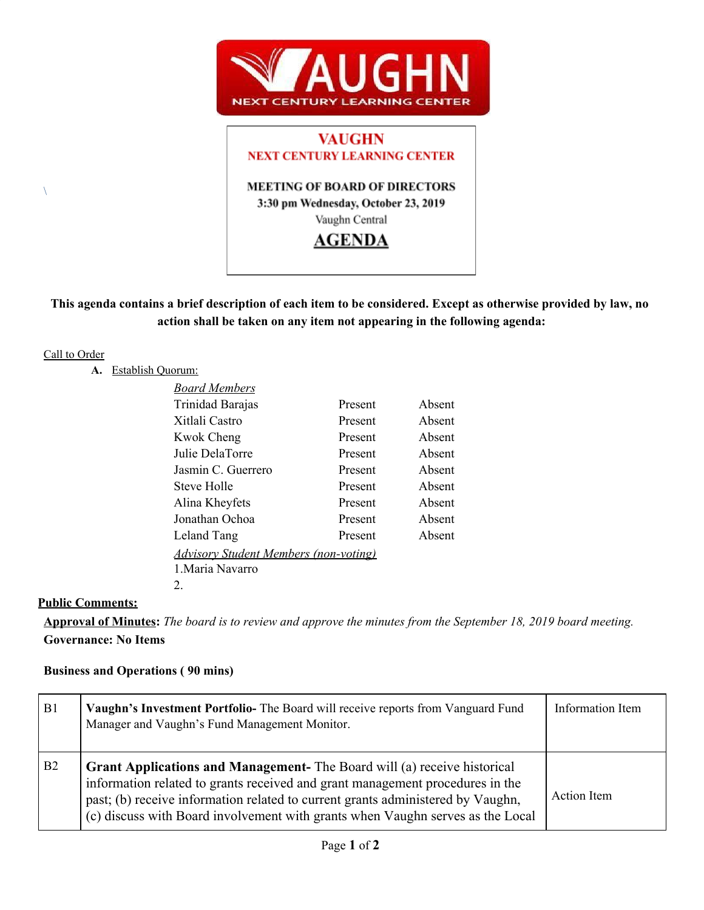# VAUGHN

## NEXT CENTURY LEARNING CENTER

**MEETING OF BOARD OF DIRECTORS**
**3:30 pm Wednesday, October 23, 2019**
Vaughn Central

## AGENDA

**This agenda contains a brief description of each item to be considered. Except as otherwise provided by law, no action shall be taken on any item not appearing in the following agenda:**

Call to Order

**A.** Establish Quorum:

| *Board Members* | | |
|---|---|---|
| Trinidad Barajas | Present | Absent |
| Xitlali Castro | Present | Absent |
| Kwok Cheng | Present | Absent |
| Julie DelaTorre | Present | Absent |
| Jasmin C. Guerrero | Present | Absent |
| Steve Holle | Present | Absent |
| Alina Kheyfets | Present | Absent |
| Jonathan Ochoa | Present | Absent |
| Leland Tang | Present | Absent |

*Advisory Student Members (non-voting)*
1. Maria Navarro
2.

**Public Comments:**

**Approval of Minutes:** *The board is to review and approve the minutes from the September 18, 2019 board meeting.*

**Governance: No Items**

**Business and Operations ( 90 mins)**

| | | |
|---|---|---|
| B1 | **Vaughn's Investment Portfolio-** The Board will receive reports from Vanguard Fund Manager and Vaughn's Fund Management Monitor. | Information Item |
| B2 | **Grant Applications and Management-** The Board will (a) receive historical information related to grants received and grant management procedures in the past; (b) receive information related to current grants administered by Vaughn, (c) discuss with Board involvement with grants when Vaughn serves as the Local | Action Item |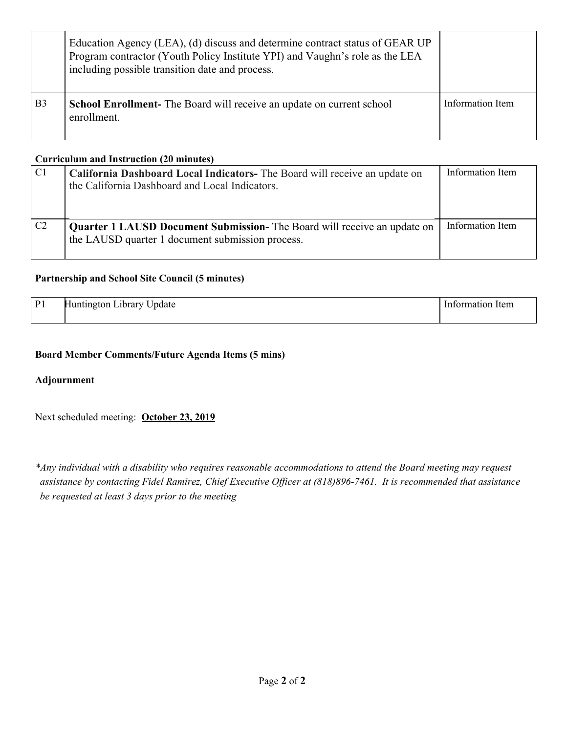| | | |
|---|---|---|
| | Education Agency (LEA), (d) discuss and determine contract status of GEAR UP Program contractor (Youth Policy Institute YPI) and Vaughn's role as the LEA including possible transition date and process. | |
| B3 | **School Enrollment-** The Board will receive an update on current school enrollment. | Information Item |

**Curriculum and Instruction (20 minutes)**

| | | |
|---|---|---|
| C1 | **California Dashboard Local Indicators-** The Board will receive an update on the California Dashboard and Local Indicators. | Information Item |
| C2 | **Quarter 1 LAUSD Document Submission-** The Board will receive an update on the LAUSD quarter 1 document submission process. | Information Item |

**Partnership and School Site Council (5 minutes)**

| | | |
|---|---|---|
| P1 | Huntington Library Update | Information Item |

**Board Member Comments/Future Agenda Items (5 mins)**

**Adjournment**

Next scheduled meeting: **October 23, 2019**

**Any individual with a disability who requires reasonable accommodations to attend the Board meeting may request assistance by contacting Fidel Ramirez, Chief Executive Officer at (818)896-7461. It is recommended that assistance be requested at least 3 days prior to the meeting*